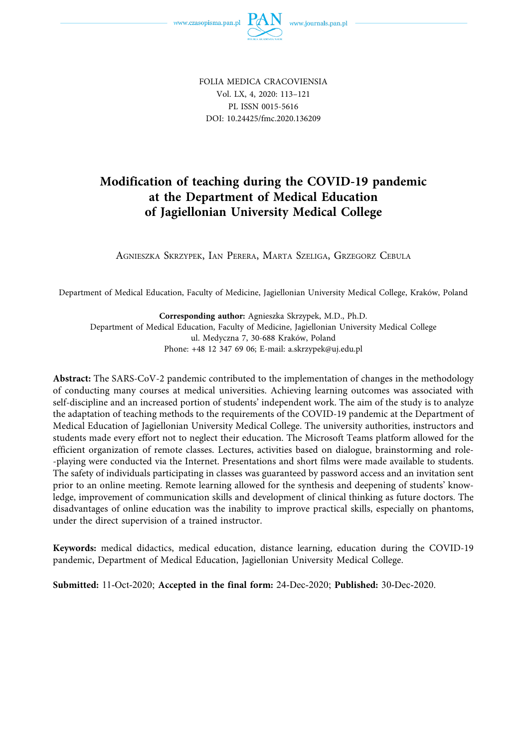FOLIA MEDICA CRACOVIENSIA
Vol. LX, 4, 2020: 113–121
PL ISSN 0015-5616
DOI: 10.24425/fmc.2020.136209

# Modification of teaching during the COVID-19 pandemic at the Department of Medical Education of Jagiellonian University Medical College

Agnieszka Skrzypek, Ian Perera, Marta Szeliga, Grzegorz Cebula

Department of Medical Education, Faculty of Medicine, Jagiellonian University Medical College, Kraków, Poland

**Corresponding author:** Agnieszka Skrzypek, M.D., Ph.D.
Department of Medical Education, Faculty of Medicine, Jagiellonian University Medical College
ul. Medyczna 7, 30-688 Kraków, Poland
Phone: +48 12 347 69 06; E-mail: a.skrzypek@uj.edu.pl

**Abstract:** The SARS-CoV-2 pandemic contributed to the implementation of changes in the methodology of conducting many courses at medical universities. Achieving learning outcomes was associated with self-discipline and an increased portion of students' independent work. The aim of the study is to analyze the adaptation of teaching methods to the requirements of the COVID-19 pandemic at the Department of Medical Education of Jagiellonian University Medical College. The university authorities, instructors and students made every effort not to neglect their education. The Microsoft Teams platform allowed for the efficient organization of remote classes. Lectures, activities based on dialogue, brainstorming and role-playing were conducted via the Internet. Presentations and short films were made available to students. The safety of individuals participating in classes was guaranteed by password access and an invitation sent prior to an online meeting. Remote learning allowed for the synthesis and deepening of students' knowledge, improvement of communication skills and development of clinical thinking as future doctors. The disadvantages of online education was the inability to improve practical skills, especially on phantoms, under the direct supervision of a trained instructor.

**Keywords:** medical didactics, medical education, distance learning, education during the COVID-19 pandemic, Department of Medical Education, Jagiellonian University Medical College.

**Submitted:** 11-Oct-2020; **Accepted in the final form:** 24-Dec-2020; **Published:** 30-Dec-2020.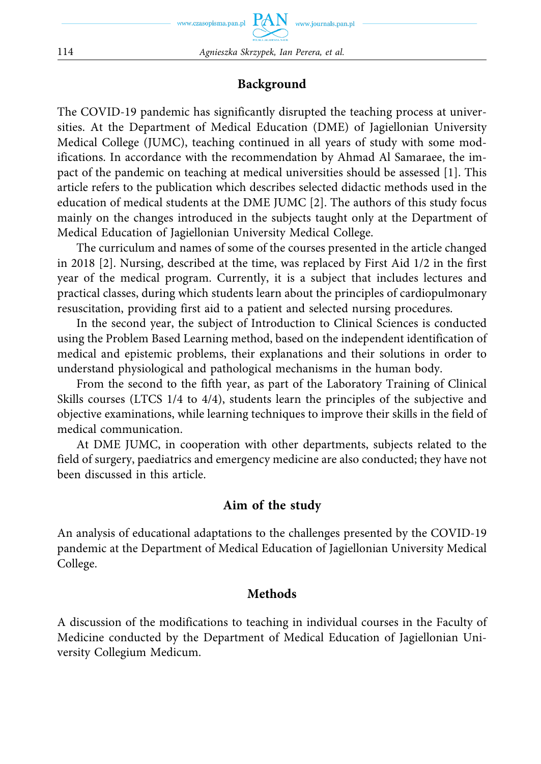## Background

The COVID-19 pandemic has significantly disrupted the teaching process at universities. At the Department of Medical Education (DME) of Jagiellonian University Medical College (JUMC), teaching continued in all years of study with some modifications. In accordance with the recommendation by Ahmad Al Samaraee, the impact of the pandemic on teaching at medical universities should be assessed [1]. This article refers to the publication which describes selected didactic methods used in the education of medical students at the DME JUMC [2]. The authors of this study focus mainly on the changes introduced in the subjects taught only at the Department of Medical Education of Jagiellonian University Medical College.

The curriculum and names of some of the courses presented in the article changed in 2018 [2]. Nursing, described at the time, was replaced by First Aid 1/2 in the first year of the medical program. Currently, it is a subject that includes lectures and practical classes, during which students learn about the principles of cardiopulmonary resuscitation, providing first aid to a patient and selected nursing procedures.

In the second year, the subject of Introduction to Clinical Sciences is conducted using the Problem Based Learning method, based on the independent identification of medical and epistemic problems, their explanations and their solutions in order to understand physiological and pathological mechanisms in the human body.

From the second to the fifth year, as part of the Laboratory Training of Clinical Skills courses (LTCS 1/4 to 4/4), students learn the principles of the subjective and objective examinations, while learning techniques to improve their skills in the field of medical communication.

At DME JUMC, in cooperation with other departments, subjects related to the field of surgery, paediatrics and emergency medicine are also conducted; they have not been discussed in this article.

## Aim of the study

An analysis of educational adaptations to the challenges presented by the COVID-19 pandemic at the Department of Medical Education of Jagiellonian University Medical College.

## Methods

A discussion of the modifications to teaching in individual courses in the Faculty of Medicine conducted by the Department of Medical Education of Jagiellonian University Collegium Medicum.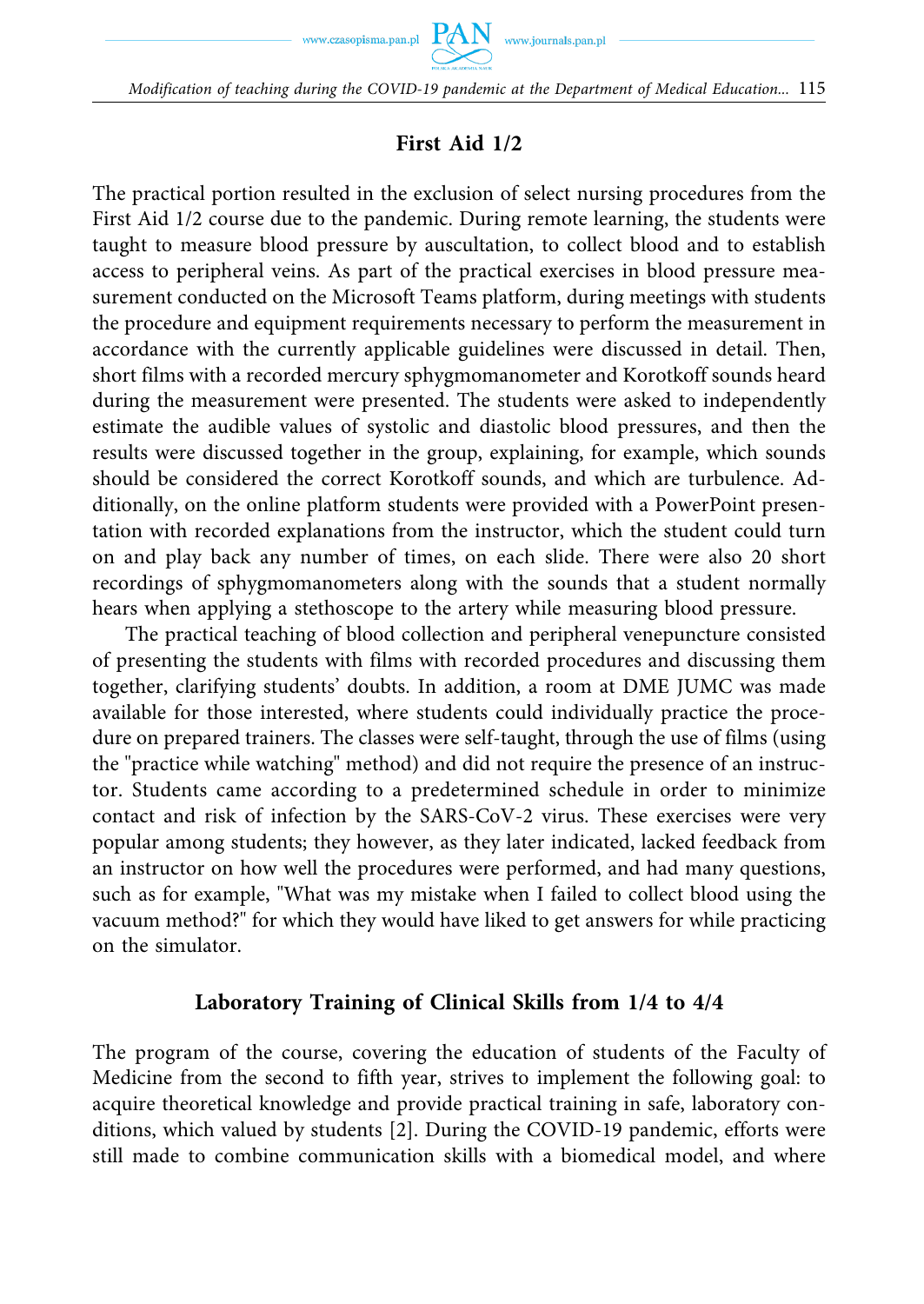## First Aid 1/2

The practical portion resulted in the exclusion of select nursing procedures from the First Aid 1/2 course due to the pandemic. During remote learning, the students were taught to measure blood pressure by auscultation, to collect blood and to establish access to peripheral veins. As part of the practical exercises in blood pressure measurement conducted on the Microsoft Teams platform, during meetings with students the procedure and equipment requirements necessary to perform the measurement in accordance with the currently applicable guidelines were discussed in detail. Then, short films with a recorded mercury sphygmomanometer and Korotkoff sounds heard during the measurement were presented. The students were asked to independently estimate the audible values of systolic and diastolic blood pressures, and then the results were discussed together in the group, explaining, for example, which sounds should be considered the correct Korotkoff sounds, and which are turbulence. Additionally, on the online platform students were provided with a PowerPoint presentation with recorded explanations from the instructor, which the student could turn on and play back any number of times, on each slide. There were also 20 short recordings of sphygmomanometers along with the sounds that a student normally hears when applying a stethoscope to the artery while measuring blood pressure.

The practical teaching of blood collection and peripheral venepuncture consisted of presenting the students with films with recorded procedures and discussing them together, clarifying students' doubts. In addition, a room at DME JUMC was made available for those interested, where students could individually practice the procedure on prepared trainers. The classes were self-taught, through the use of films (using the "practice while watching" method) and did not require the presence of an instructor. Students came according to a predetermined schedule in order to minimize contact and risk of infection by the SARS-CoV-2 virus. These exercises were very popular among students; they however, as they later indicated, lacked feedback from an instructor on how well the procedures were performed, and had many questions, such as for example, "What was my mistake when I failed to collect blood using the vacuum method?" for which they would have liked to get answers for while practicing on the simulator.

## Laboratory Training of Clinical Skills from 1/4 to 4/4

The program of the course, covering the education of students of the Faculty of Medicine from the second to fifth year, strives to implement the following goal: to acquire theoretical knowledge and provide practical training in safe, laboratory conditions, which valued by students [2]. During the COVID-19 pandemic, efforts were still made to combine communication skills with a biomedical model, and where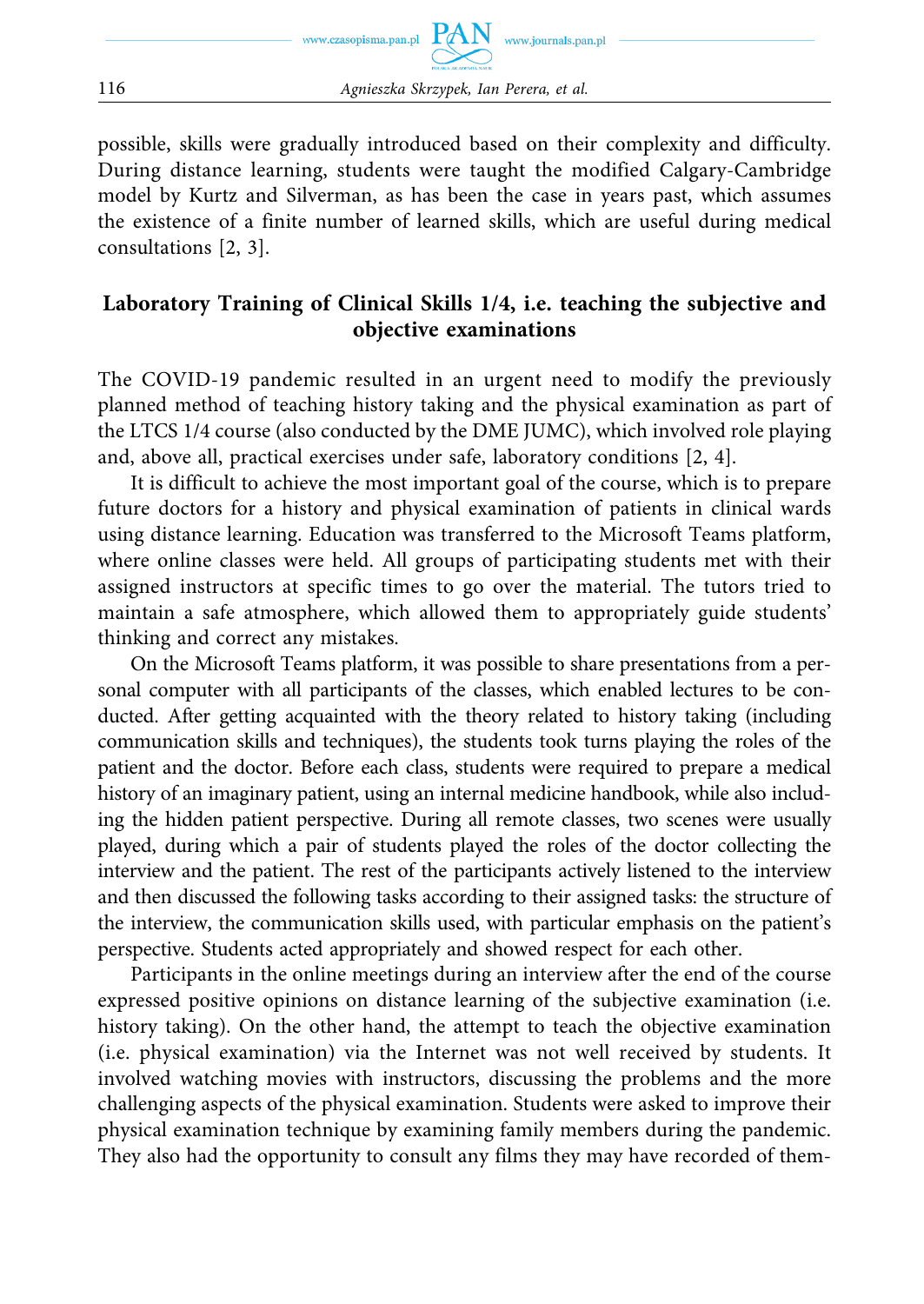possible, skills were gradually introduced based on their complexity and difficulty. During distance learning, students were taught the modified Calgary-Cambridge model by Kurtz and Silverman, as has been the case in years past, which assumes the existence of a finite number of learned skills, which are useful during medical consultations [2, 3].

## Laboratory Training of Clinical Skills 1/4, i.e. teaching the subjective and objective examinations

The COVID-19 pandemic resulted in an urgent need to modify the previously planned method of teaching history taking and the physical examination as part of the LTCS 1/4 course (also conducted by the DME JUMC), which involved role playing and, above all, practical exercises under safe, laboratory conditions [2, 4].

It is difficult to achieve the most important goal of the course, which is to prepare future doctors for a history and physical examination of patients in clinical wards using distance learning. Education was transferred to the Microsoft Teams platform, where online classes were held. All groups of participating students met with their assigned instructors at specific times to go over the material. The tutors tried to maintain a safe atmosphere, which allowed them to appropriately guide students' thinking and correct any mistakes.

On the Microsoft Teams platform, it was possible to share presentations from a personal computer with all participants of the classes, which enabled lectures to be conducted. After getting acquainted with the theory related to history taking (including communication skills and techniques), the students took turns playing the roles of the patient and the doctor. Before each class, students were required to prepare a medical history of an imaginary patient, using an internal medicine handbook, while also including the hidden patient perspective. During all remote classes, two scenes were usually played, during which a pair of students played the roles of the doctor collecting the interview and the patient. The rest of the participants actively listened to the interview and then discussed the following tasks according to their assigned tasks: the structure of the interview, the communication skills used, with particular emphasis on the patient's perspective. Students acted appropriately and showed respect for each other.

Participants in the online meetings during an interview after the end of the course expressed positive opinions on distance learning of the subjective examination (i.e. history taking). On the other hand, the attempt to teach the objective examination (i.e. physical examination) via the Internet was not well received by students. It involved watching movies with instructors, discussing the problems and the more challenging aspects of the physical examination. Students were asked to improve their physical examination technique by examining family members during the pandemic. They also had the opportunity to consult any films they may have recorded of them-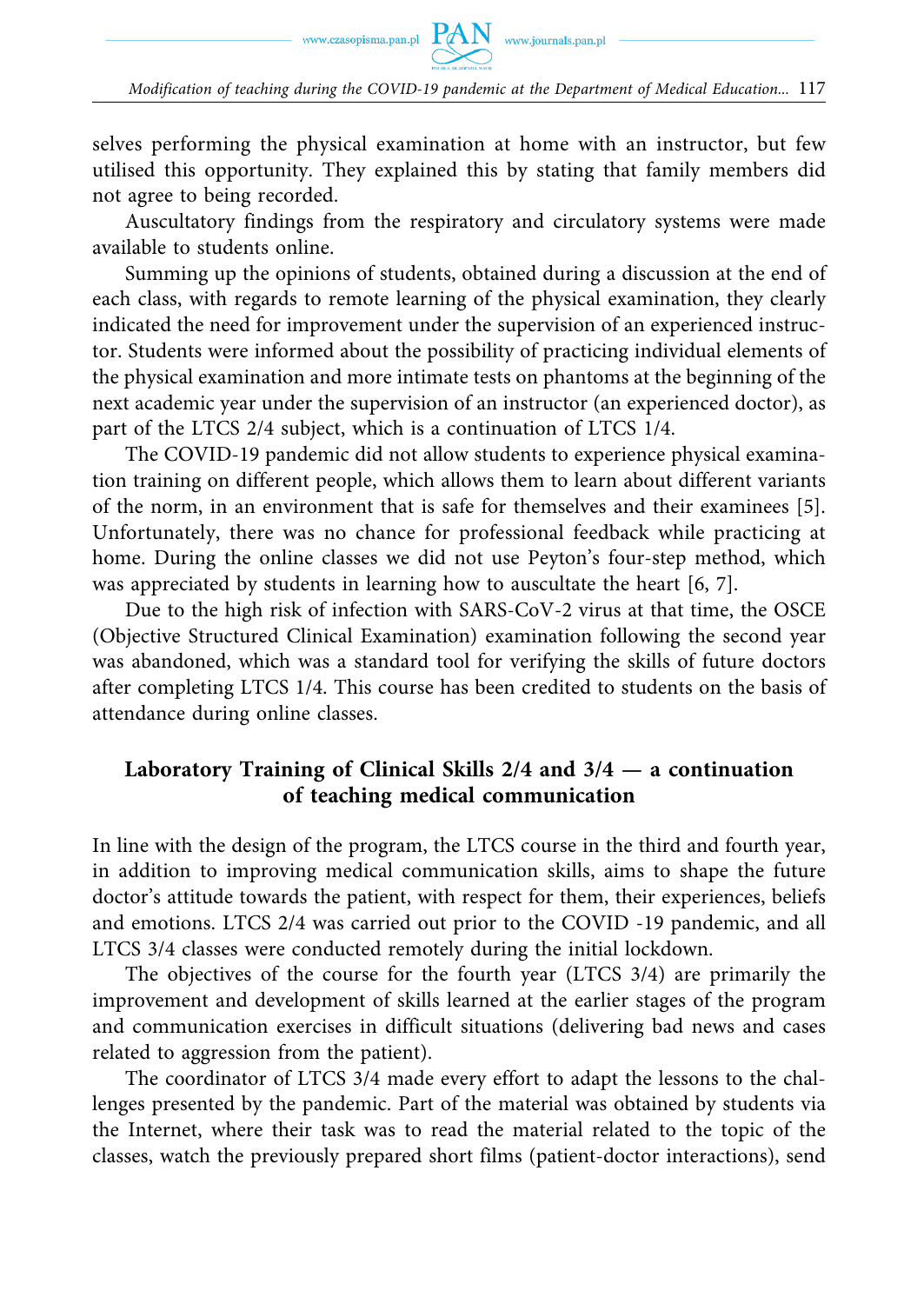selves performing the physical examination at home with an instructor, but few utilised this opportunity. They explained this by stating that family members did not agree to being recorded.

Auscultatory findings from the respiratory and circulatory systems were made available to students online.

Summing up the opinions of students, obtained during a discussion at the end of each class, with regards to remote learning of the physical examination, they clearly indicated the need for improvement under the supervision of an experienced instructor. Students were informed about the possibility of practicing individual elements of the physical examination and more intimate tests on phantoms at the beginning of the next academic year under the supervision of an instructor (an experienced doctor), as part of the LTCS 2/4 subject, which is a continuation of LTCS 1/4.

The COVID-19 pandemic did not allow students to experience physical examination training on different people, which allows them to learn about different variants of the norm, in an environment that is safe for themselves and their examinees [5]. Unfortunately, there was no chance for professional feedback while practicing at home. During the online classes we did not use Peyton's four-step method, which was appreciated by students in learning how to auscultate the heart [6, 7].

Due to the high risk of infection with SARS-CoV-2 virus at that time, the OSCE (Objective Structured Clinical Examination) examination following the second year was abandoned, which was a standard tool for verifying the skills of future doctors after completing LTCS 1/4. This course has been credited to students on the basis of attendance during online classes.

## Laboratory Training of Clinical Skills 2/4 and 3/4 — a continuation of teaching medical communication

In line with the design of the program, the LTCS course in the third and fourth year, in addition to improving medical communication skills, aims to shape the future doctor's attitude towards the patient, with respect for them, their experiences, beliefs and emotions. LTCS 2/4 was carried out prior to the COVID -19 pandemic, and all LTCS 3/4 classes were conducted remotely during the initial lockdown.

The objectives of the course for the fourth year (LTCS 3/4) are primarily the improvement and development of skills learned at the earlier stages of the program and communication exercises in difficult situations (delivering bad news and cases related to aggression from the patient).

The coordinator of LTCS 3/4 made every effort to adapt the lessons to the challenges presented by the pandemic. Part of the material was obtained by students via the Internet, where their task was to read the material related to the topic of the classes, watch the previously prepared short films (patient-doctor interactions), send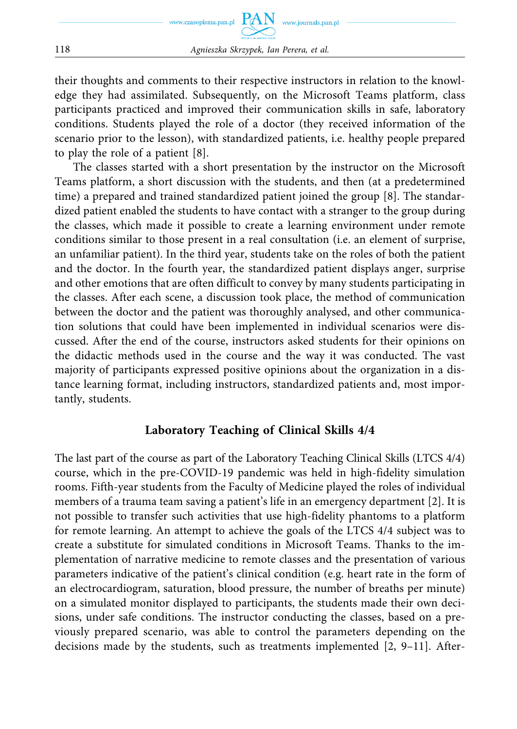their thoughts and comments to their respective instructors in relation to the knowledge they had assimilated. Subsequently, on the Microsoft Teams platform, class participants practiced and improved their communication skills in safe, laboratory conditions. Students played the role of a doctor (they received information of the scenario prior to the lesson), with standardized patients, i.e. healthy people prepared to play the role of a patient [8].

The classes started with a short presentation by the instructor on the Microsoft Teams platform, a short discussion with the students, and then (at a predetermined time) a prepared and trained standardized patient joined the group [8]. The standardized patient enabled the students to have contact with a stranger to the group during the classes, which made it possible to create a learning environment under remote conditions similar to those present in a real consultation (i.e. an element of surprise, an unfamiliar patient). In the third year, students take on the roles of both the patient and the doctor. In the fourth year, the standardized patient displays anger, surprise and other emotions that are often difficult to convey by many students participating in the classes. After each scene, a discussion took place, the method of communication between the doctor and the patient was thoroughly analysed, and other communication solutions that could have been implemented in individual scenarios were discussed. After the end of the course, instructors asked students for their opinions on the didactic methods used in the course and the way it was conducted. The vast majority of participants expressed positive opinions about the organization in a distance learning format, including instructors, standardized patients and, most importantly, students.

## Laboratory Teaching of Clinical Skills 4/4

The last part of the course as part of the Laboratory Teaching Clinical Skills (LTCS 4/4) course, which in the pre-COVID-19 pandemic was held in high-fidelity simulation rooms. Fifth-year students from the Faculty of Medicine played the roles of individual members of a trauma team saving a patient's life in an emergency department [2]. It is not possible to transfer such activities that use high-fidelity phantoms to a platform for remote learning. An attempt to achieve the goals of the LTCS 4/4 subject was to create a substitute for simulated conditions in Microsoft Teams. Thanks to the implementation of narrative medicine to remote classes and the presentation of various parameters indicative of the patient's clinical condition (e.g. heart rate in the form of an electrocardiogram, saturation, blood pressure, the number of breaths per minute) on a simulated monitor displayed to participants, the students made their own decisions, under safe conditions. The instructor conducting the classes, based on a previously prepared scenario, was able to control the parameters depending on the decisions made by the students, such as treatments implemented [2, 9–11]. After-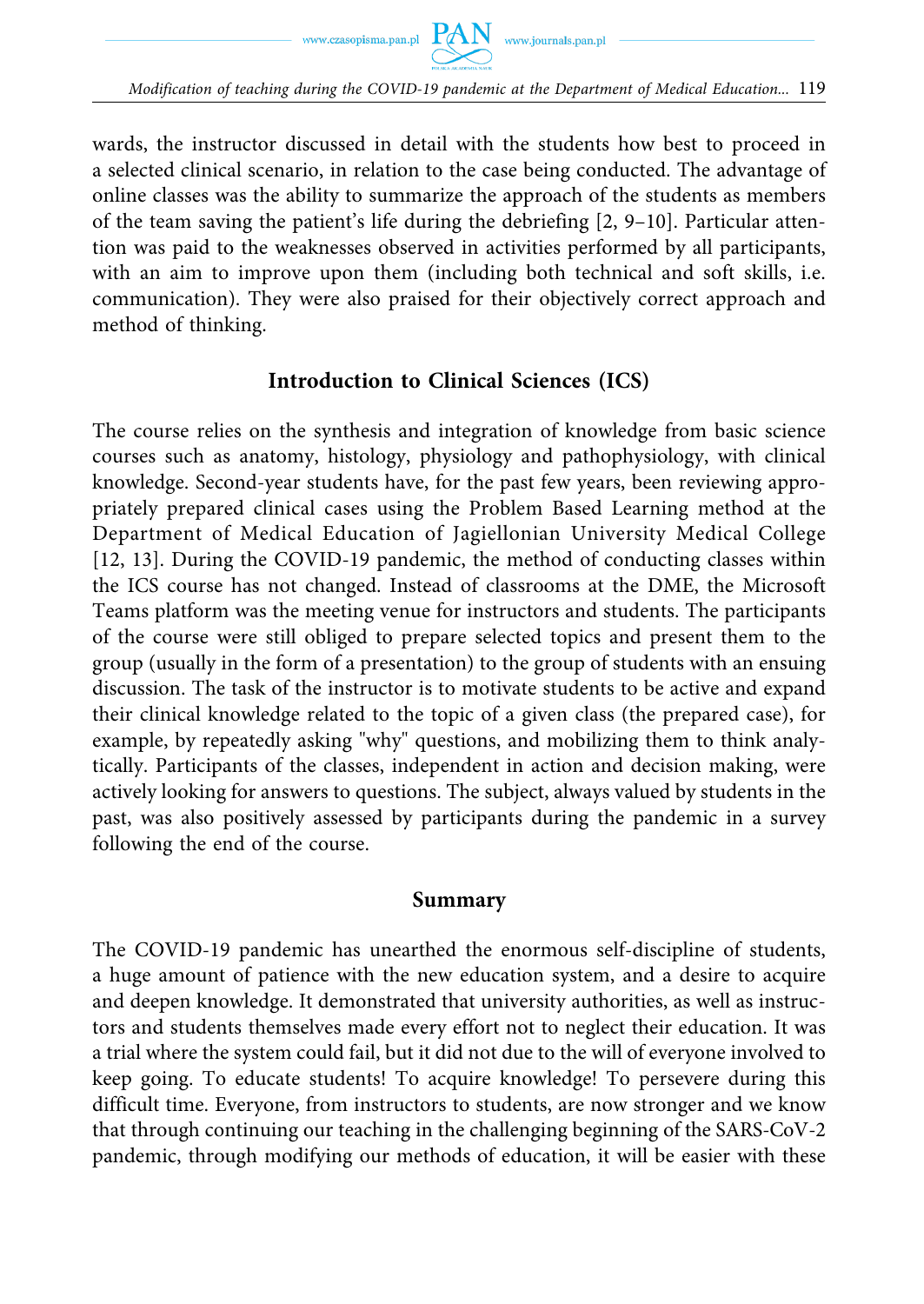wards, the instructor discussed in detail with the students how best to proceed in a selected clinical scenario, in relation to the case being conducted. The advantage of online classes was the ability to summarize the approach of the students as members of the team saving the patient's life during the debriefing [2, 9–10]. Particular attention was paid to the weaknesses observed in activities performed by all participants, with an aim to improve upon them (including both technical and soft skills, i.e. communication). They were also praised for their objectively correct approach and method of thinking.

## Introduction to Clinical Sciences (ICS)

The course relies on the synthesis and integration of knowledge from basic science courses such as anatomy, histology, physiology and pathophysiology, with clinical knowledge. Second-year students have, for the past few years, been reviewing appropriately prepared clinical cases using the Problem Based Learning method at the Department of Medical Education of Jagiellonian University Medical College [12, 13]. During the COVID-19 pandemic, the method of conducting classes within the ICS course has not changed. Instead of classrooms at the DME, the Microsoft Teams platform was the meeting venue for instructors and students. The participants of the course were still obliged to prepare selected topics and present them to the group (usually in the form of a presentation) to the group of students with an ensuing discussion. The task of the instructor is to motivate students to be active and expand their clinical knowledge related to the topic of a given class (the prepared case), for example, by repeatedly asking "why" questions, and mobilizing them to think analytically. Participants of the classes, independent in action and decision making, were actively looking for answers to questions. The subject, always valued by students in the past, was also positively assessed by participants during the pandemic in a survey following the end of the course.

## Summary

The COVID-19 pandemic has unearthed the enormous self-discipline of students, a huge amount of patience with the new education system, and a desire to acquire and deepen knowledge. It demonstrated that university authorities, as well as instructors and students themselves made every effort not to neglect their education. It was a trial where the system could fail, but it did not due to the will of everyone involved to keep going. To educate students! To acquire knowledge! To persevere during this difficult time. Everyone, from instructors to students, are now stronger and we know that through continuing our teaching in the challenging beginning of the SARS-CoV-2 pandemic, through modifying our methods of education, it will be easier with these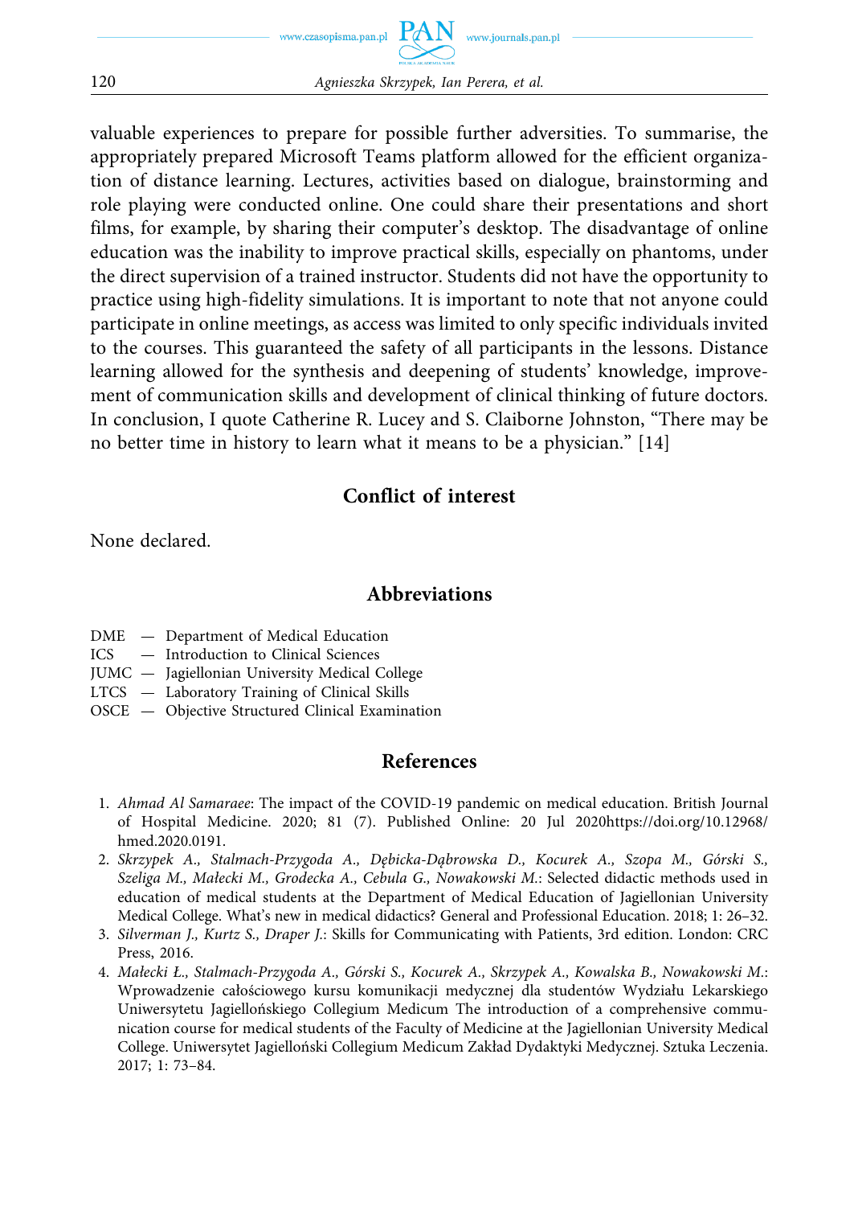valuable experiences to prepare for possible further adversities. To summarise, the appropriately prepared Microsoft Teams platform allowed for the efficient organization of distance learning. Lectures, activities based on dialogue, brainstorming and role playing were conducted online. One could share their presentations and short films, for example, by sharing their computer's desktop. The disadvantage of online education was the inability to improve practical skills, especially on phantoms, under the direct supervision of a trained instructor. Students did not have the opportunity to practice using high-fidelity simulations. It is important to note that not anyone could participate in online meetings, as access was limited to only specific individuals invited to the courses. This guaranteed the safety of all participants in the lessons. Distance learning allowed for the synthesis and deepening of students' knowledge, improvement of communication skills and development of clinical thinking of future doctors. In conclusion, I quote Catherine R. Lucey and S. Claiborne Johnston, "There may be no better time in history to learn what it means to be a physician." [14]

## Conflict of interest

None declared.

## Abbreviations

DME — Department of Medical Education
ICS — Introduction to Clinical Sciences
JUMC — Jagiellonian University Medical College
LTCS — Laboratory Training of Clinical Skills
OSCE — Objective Structured Clinical Examination

## References

1. *Ahmad Al Samaraee*: The impact of the COVID-19 pandemic on medical education. British Journal of Hospital Medicine. 2020; 81 (7). Published Online: 20 Jul 2020https://doi.org/10.12968/hmed.2020.0191.
2. *Skrzypek A., Stalmach-Przygoda A., Dębicka-Dąbrowska D., Kocurek A., Szopa M., Górski S., Szeliga M., Małecki M., Grodecka A., Cebula G., Nowakowski M.*: Selected didactic methods used in education of medical students at the Department of Medical Education of Jagiellonian University Medical College. What's new in medical didactics? General and Professional Education. 2018; 1: 26–32.
3. *Silverman J., Kurtz S., Draper J.*: Skills for Communicating with Patients, 3rd edition. London: CRC Press, 2016.
4. *Małecki Ł., Stalmach-Przygoda A., Górski S., Kocurek A., Skrzypek A., Kowalska B., Nowakowski M.*: Wprowadzenie całościowego kursu komunikacji medycznej dla studentów Wydziału Lekarskiego Uniwersytetu Jagiellońskiego Collegium Medicum The introduction of a comprehensive communication course for medical students of the Faculty of Medicine at the Jagiellonian University Medical College. Uniwersytet Jagielloński Collegium Medicum Zakład Dydaktyki Medycznej. Sztuka Leczenia. 2017; 1: 73–84.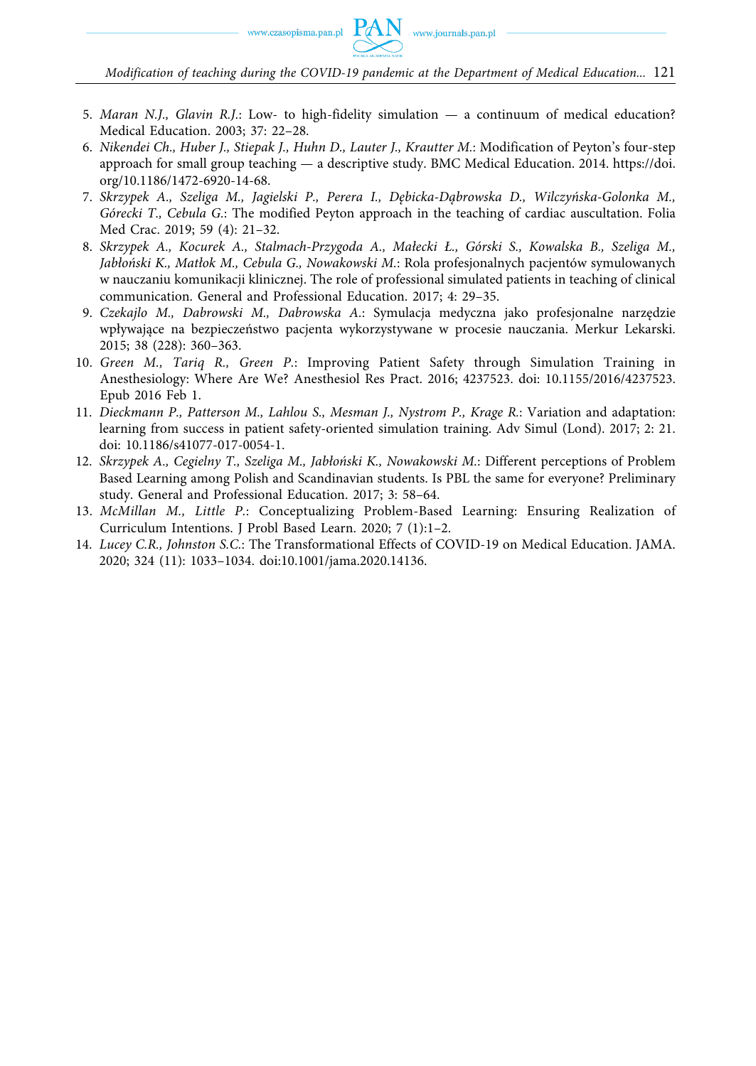5. *Maran N.J., Glavin R.J.*: Low- to high-fidelity simulation — a continuum of medical education? Medical Education. 2003; 37: 22–28.
6. *Nikendei Ch., Huber J., Stiepak J., Huhn D., Lauter J., Krautter M.*: Modification of Peyton's four-step approach for small group teaching — a descriptive study. BMC Medical Education. 2014. https://doi.org/10.1186/1472-6920-14-68.
7. *Skrzypek A., Szeliga M., Jagielski P., Perera I., Dębicka-Dąbrowska D., Wilczyńska-Golonka M., Górecki T., Cebula G.*: The modified Peyton approach in the teaching of cardiac auscultation. Folia Med Crac. 2019; 59 (4): 21–32.
8. *Skrzypek A., Kocurek A., Stalmach-Przygoda A., Małecki Ł., Górski S., Kowalska B., Szeliga M., Jabłoński K., Matłok M., Cebula G., Nowakowski M.*: Rola profesjonalnych pacjentów symulowanych w nauczaniu komunikacji klinicznej. The role of professional simulated patients in teaching of clinical communication. General and Professional Education. 2017; 4: 29–35.
9. *Czekajlo M., Dabrowski M., Dabrowska A.*: Symulacja medyczna jako profesjonalne narzędzie wpływające na bezpieczeństwo pacjenta wykorzystywane w procesie nauczania. Merkur Lekarski. 2015; 38 (228): 360–363.
10. *Green M., Tariq R., Green P.*: Improving Patient Safety through Simulation Training in Anesthesiology: Where Are We? Anesthesiol Res Pract. 2016; 4237523. doi: 10.1155/2016/4237523. Epub 2016 Feb 1.
11. *Dieckmann P., Patterson M., Lahlou S., Mesman J., Nystrom P., Krage R.*: Variation and adaptation: learning from success in patient safety-oriented simulation training. Adv Simul (Lond). 2017; 2: 21. doi: 10.1186/s41077-017-0054-1.
12. *Skrzypek A., Cegielny T., Szeliga M., Jabłoński K., Nowakowski M.*: Different perceptions of Problem Based Learning among Polish and Scandinavian students. Is PBL the same for everyone? Preliminary study. General and Professional Education. 2017; 3: 58–64.
13. *McMillan M., Little P.*: Conceptualizing Problem-Based Learning: Ensuring Realization of Curriculum Intentions. J Probl Based Learn. 2020; 7 (1):1–2.
14. *Lucey C.R., Johnston S.C.*: The Transformational Effects of COVID-19 on Medical Education. JAMA. 2020; 324 (11): 1033–1034. doi:10.1001/jama.2020.14136.